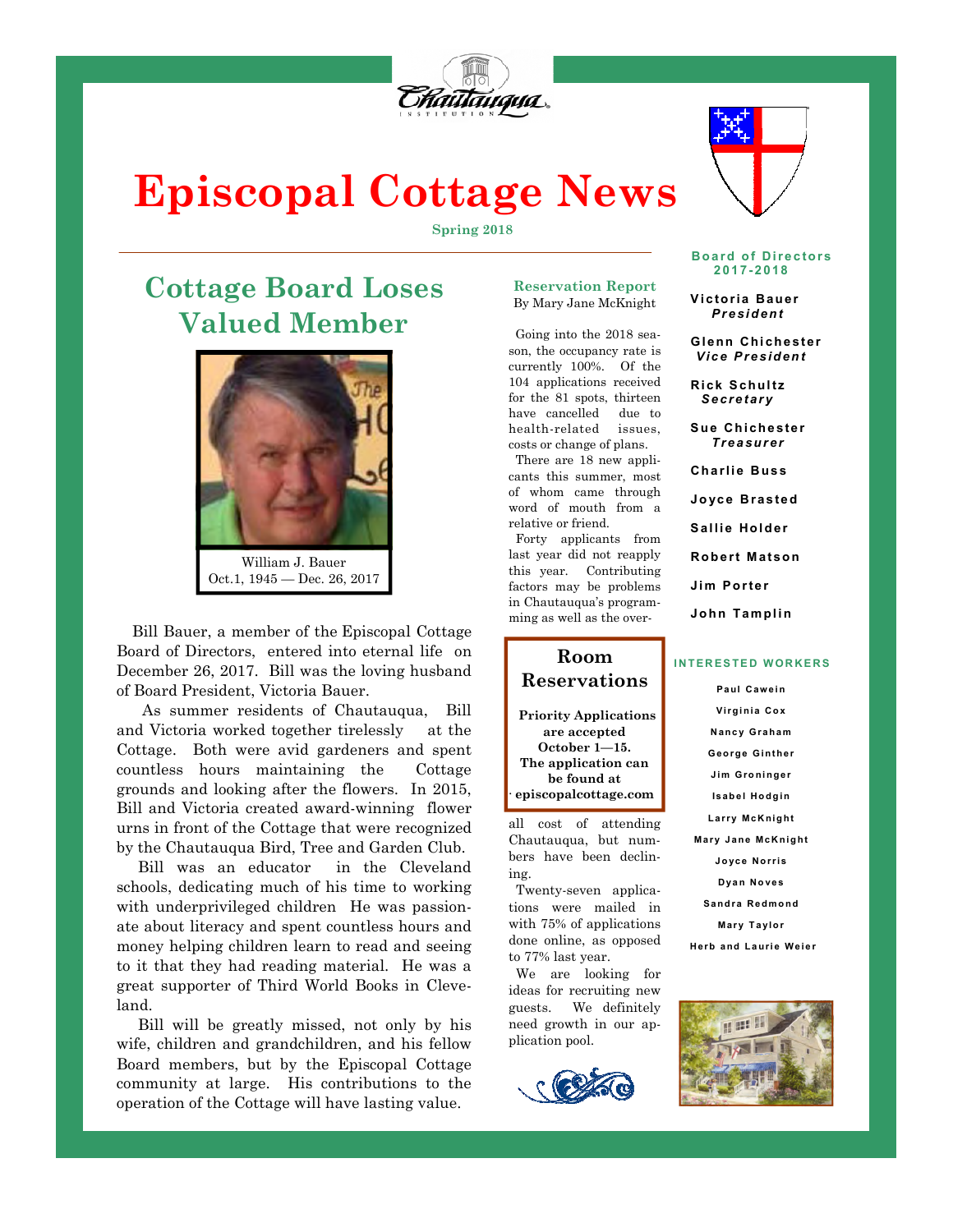# Episcopal Cottage News

**Spring 2018**

## Cottage Board Loses Valued Member

William J. Bauer
Oct.1, 1945 — Dec. 26, 2017

Bill Bauer, a member of the Episcopal Cottage Board of Directors, entered into eternal life on December 26, 2017. Bill was the loving husband of Board President, Victoria Bauer.

As summer residents of Chautauqua, Bill and Victoria worked together tirelessly at the Cottage. Both were avid gardeners and spent countless hours maintaining the Cottage grounds and looking after the flowers. In 2015, Bill and Victoria created award-winning flower urns in front of the Cottage that were recognized by the Chautauqua Bird, Tree and Garden Club.

Bill was an educator in the Cleveland schools, dedicating much of his time to working with underprivileged children He was passionate about literacy and spent countless hours and money helping children learn to read and seeing to it that they had reading material. He was a great supporter of Third World Books in Cleveland.

Bill will be greatly missed, not only by his wife, children and grandchildren, and his fellow Board members, but by the Episcopal Cottage community at large. His contributions to the operation of the Cottage will have lasting value.

### Reservation Report

By Mary Jane McKnight

Going into the 2018 season, the occupancy rate is currently 100%. Of the 104 applications received for the 81 spots, thirteen have cancelled due to health-related issues, costs or change of plans.

There are 18 new applicants this summer, most of whom came through word of mouth from a relative or friend.

Forty applicants from last year did not reapply this year. Contributing factors may be problems in Chautauqua's programming as well as the overall cost of attending Chautauqua, but numbers have been declining.

Twenty-seven applications were mailed in with 75% of applications done online, as opposed to 77% last year.

We are looking for ideas for recruiting new guests. We definitely need growth in our application pool.

### Room Reservations

**Priority Applications are accepted October 1—15. The application can be found at episcopalcottage.com**

### Board of Directors 2017-2018

- **Victoria Bauer** — *President*
- **Glenn Chichester** — *Vice President*
- **Rick Schultz** — *Secretary*
- **Sue Chichester** — *Treasurer*
- **Charlie Buss**
- **Joyce Brasted**
- **Sallie Holder**
- **Robert Matson**
- **Jim Porter**
- **John Tamplin**

### INTERESTED WORKERS

- Paul Cawein
- Virginia Cox
- Nancy Graham
- George Ginther
- Jim Groninger
- Isabel Hodgin
- Larry McKnight
- Mary Jane McKnight
- Joyce Norris
- Dyan Noves
- Sandra Redmond
- Mary Taylor
- Herb and Laurie Weier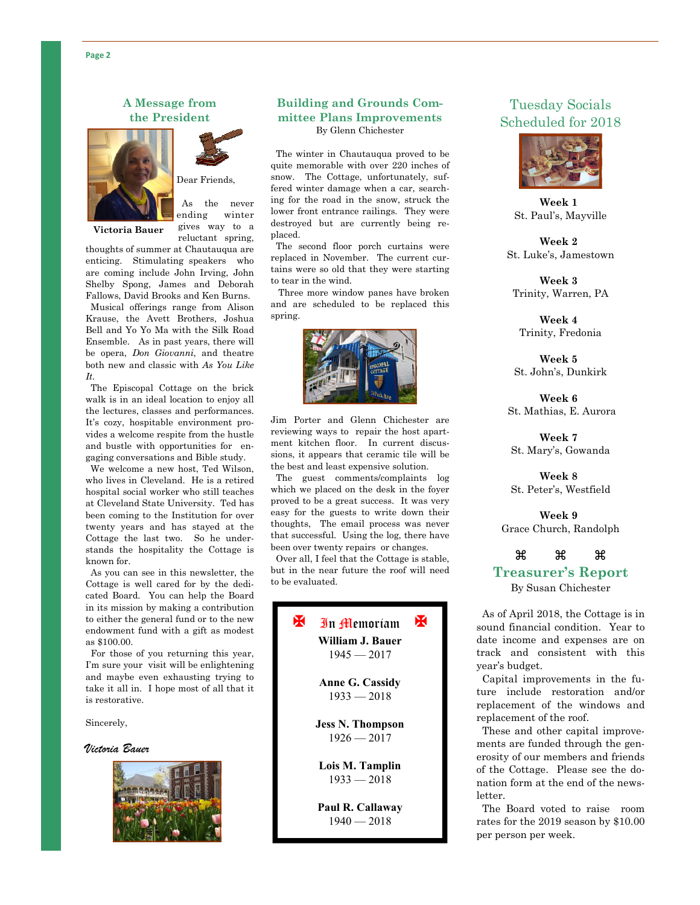## A Message from the President

**Victoria Bauer**

Dear Friends,

As the never ending winter gives way to a reluctant spring, thoughts of summer at Chautauqua are enticing. Stimulating speakers who are coming include John Irving, John Shelby Spong, James and Deborah Fallows, David Brooks and Ken Burns.

Musical offerings range from Alison Krause, the Avett Brothers, Joshua Bell and Yo Yo Ma with the Silk Road Ensemble. As in past years, there will be opera, *Don Giovanni*, and theatre both new and classic with *As You Like It*.

The Episcopal Cottage on the brick walk is in an ideal location to enjoy all the lectures, classes and performances. It's cozy, hospitable environment provides a welcome respite from the hustle and bustle with opportunities for engaging conversations and Bible study.

We welcome a new host, Ted Wilson, who lives in Cleveland. He is a retired hospital social worker who still teaches at Cleveland State University. Ted has been coming to the Institution for over twenty years and has stayed at the Cottage the last two. So he understands the hospitality the Cottage is known for.

As you can see in this newsletter, the Cottage is well cared for by the dedicated Board. You can help the Board in its mission by making a contribution to either the general fund or to the new endowment fund with a gift as modest as $100.00.

For those of you returning this year, I'm sure your visit will be enlightening and maybe even exhausting trying to take it all in. I hope most of all that it is restorative.

Sincerely,

*Victoria Bauer*

## Building and Grounds Committee Plans Improvements

By Glenn Chichester

The winter in Chautauqua proved to be quite memorable with over 220 inches of snow. The Cottage, unfortunately, suffered winter damage when a car, searching for the road in the snow, struck the lower front entrance railings. They were destroyed but are currently being replaced.

The second floor porch curtains were replaced in November. The current curtains were so old that they were starting to tear in the wind.

Three more window panes have broken and are scheduled to be replaced this spring.

Jim Porter and Glenn Chichester are reviewing ways to repair the host apartment kitchen floor. In current discussions, it appears that ceramic tile will be the best and least expensive solution.

The guest comments/complaints log which we placed on the desk in the foyer proved to be a great success. It was very easy for the guests to write down their thoughts, The email process was never that successful. Using the log, there have been over twenty repairs or changes.

Over all, I feel that the Cottage is stable, but in the near future the roof will need to be evaluated.

### In Memoriam

**William J. Bauer**
1945 — 2017

**Anne G. Cassidy**
1933 — 2018

**Jess N. Thompson**
1926 — 2017

**Lois M. Tamplin**
1933 — 2018

**Paul R. Callaway**
1940 — 2018

## Tuesday Socials Scheduled for 2018

**Week 1**
St. Paul's, Mayville

**Week 2**
St. Luke's, Jamestown

**Week 3**
Trinity, Warren, PA

**Week 4**
Trinity, Fredonia

**Week 5**
St. John's, Dunkirk

**Week 6**
St. Mathias, E. Aurora

**Week 7**
St. Mary's, Gowanda

**Week 8**
St. Peter's, Westfield

**Week 9**
Grace Church, Randolph

⌘ ⌘ ⌘

## Treasurer's Report

By Susan Chichester

As of April 2018, the Cottage is in sound financial condition. Year to date income and expenses are on track and consistent with this year's budget.

Capital improvements in the future include restoration and/or replacement of the windows and replacement of the roof.

These and other capital improvements are funded through the generosity of our members and friends of the Cottage. Please see the donation form at the end of the newsletter.

The Board voted to raise room rates for the 2019 season by $10.00 per person per week.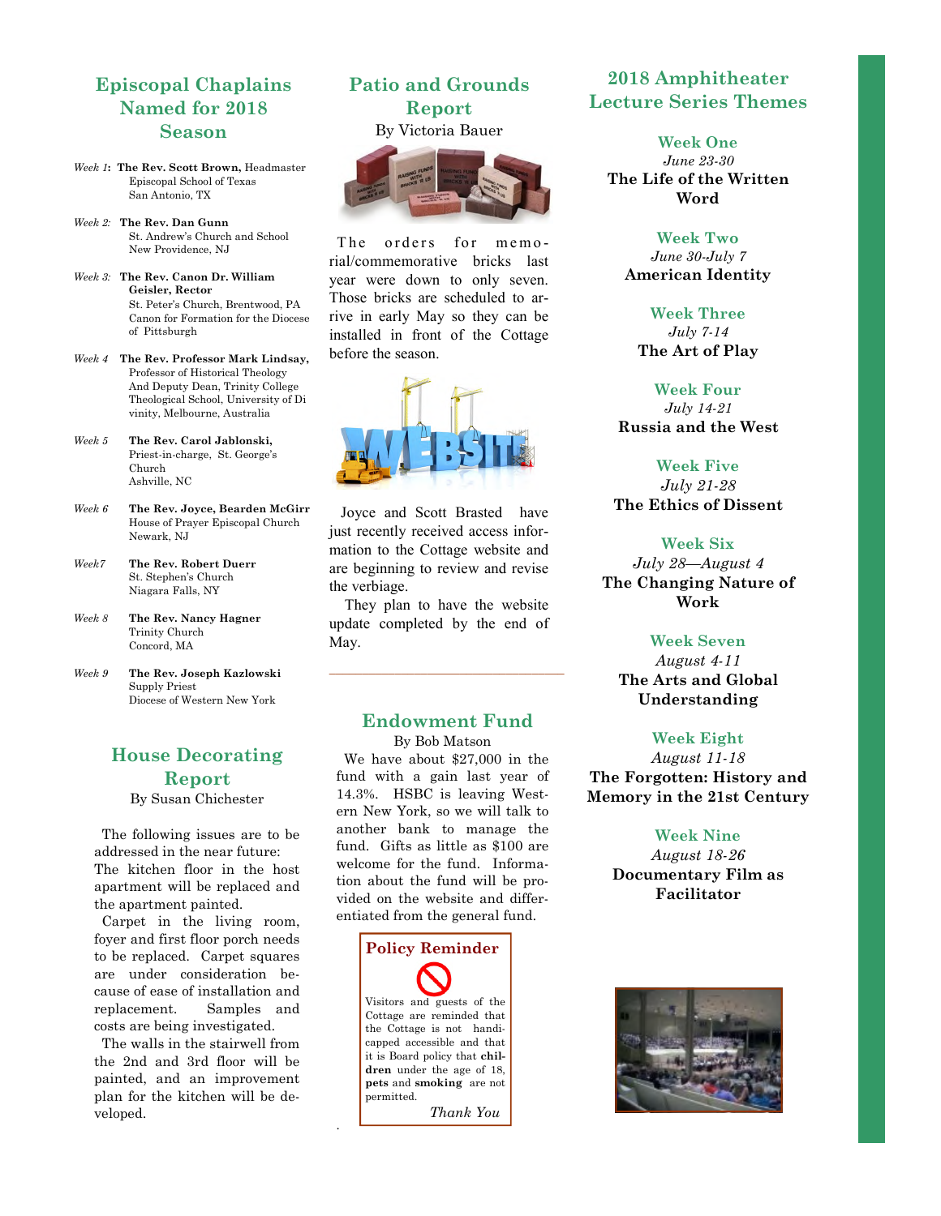## Episcopal Chaplains Named for 2018 Season

*Week 1*: **The Rev. Scott Brown,** Headmaster
Episcopal School of Texas
San Antonio, TX

*Week 2:* **The Rev. Dan Gunn**
St. Andrew's Church and School
New Providence, NJ

*Week 3:* **The Rev. Canon Dr. William Geisler, Rector**
St. Peter's Church, Brentwood, PA
Canon for Formation for the Diocese of Pittsburgh

*Week 4* **The Rev. Professor Mark Lindsay,**
Professor of Historical Theology
And Deputy Dean, Trinity College Theological School, University of Di vinity, Melbourne, Australia

*Week 5* **The Rev. Carol Jablonski,**
Priest-in-charge, St. George's Church
Ashville, NC

*Week 6* **The Rev. Joyce, Bearden McGirr**
House of Prayer Episcopal Church
Newark, NJ

*Week7* **The Rev. Robert Duerr**
St. Stephen's Church
Niagara Falls, NY

*Week 8* **The Rev. Nancy Hagner**
Trinity Church
Concord, MA

*Week 9* **The Rev. Joseph Kazlowski**
Supply Priest
Diocese of Western New York

## House Decorating Report

By Susan Chichester

The following issues are to be addressed in the near future: The kitchen floor in the host apartment will be replaced and the apartment painted.

Carpet in the living room, foyer and first floor porch needs to be replaced. Carpet squares are under consideration because of ease of installation and replacement. Samples and costs are being investigated.

The walls in the stairwell from the 2nd and 3rd floor will be painted, and an improvement plan for the kitchen will be developed.

## Patio and Grounds Report

By Victoria Bauer

The orders for memorial/commemorative bricks last year were down to only seven. Those bricks are scheduled to arrive in early May so they can be installed in front of the Cottage before the season.

Joyce and Scott Brasted have just recently received access information to the Cottage website and are beginning to review and revise the verbiage.

They plan to have the website update completed by the end of May.

---

## Endowment Fund

By Bob Matson

We have about $27,000 in the fund with a gain last year of 14.3%. HSBC is leaving Western New York, so we will talk to another bank to manage the fund. Gifts as little as $100 are welcome for the fund. Information about the fund will be provided on the website and differentiated from the general fund.

### Policy Reminder

Visitors and guests of the Cottage are reminded that the Cottage is not handicapped accessible and that it is Board policy that **children** under the age of 18, **pets** and **smoking** are not permitted.

*Thank You*

## 2018 Amphitheater Lecture Series Themes

**Week One**
*June 23-30*
**The Life of the Written Word**

**Week Two**
*June 30-July 7*
**American Identity**

**Week Three**
*July 7-14*
**The Art of Play**

**Week Four**
*July 14-21*
**Russia and the West**

**Week Five**
*July 21-28*
**The Ethics of Dissent**

**Week Six**
*July 28—August 4*
**The Changing Nature of Work**

**Week Seven**
*August 4-11*
**The Arts and Global Understanding**

**Week Eight**
*August 11-18*
**The Forgotten: History and Memory in the 21st Century**

**Week Nine**
*August 18-26*
**Documentary Film as Facilitator**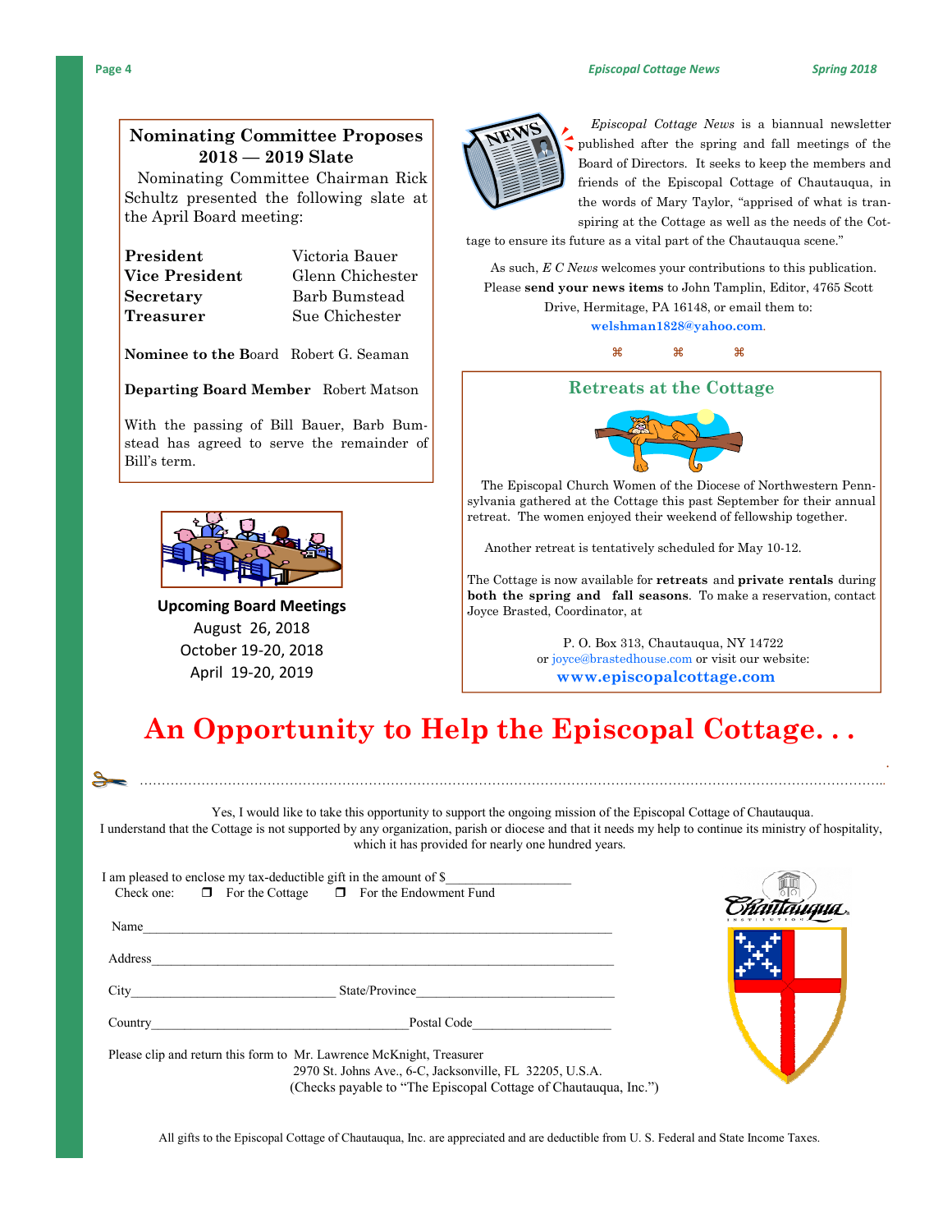## Nominating Committee Proposes 2018 — 2019 Slate

Nominating Committee Chairman Rick Schultz presented the following slate at the April Board meeting:

| | |
|---|---|
| **President** | Victoria Bauer |
| **Vice President** | Glenn Chichester |
| **Secretary** | Barb Bumstead |
| **Treasurer** | Sue Chichester |

**Nominee to the Board** Robert G. Seaman

**Departing Board Member** Robert Matson

With the passing of Bill Bauer, Barb Bumstead has agreed to serve the remainder of Bill's term.

**Upcoming Board Meetings**

August 26, 2018

October 19-20, 2018

April 19-20, 2019

*Episcopal Cottage News* is a biannual newsletter published after the spring and fall meetings of the Board of Directors. It seeks to keep the members and friends of the Episcopal Cottage of Chautauqua, in the words of Mary Taylor, "apprised of what is transpiring at the Cottage as well as the needs of the Cottage to ensure its future as a vital part of the Chautauqua scene."

As such, *E C News* welcomes your contributions to this publication. Please **send your news items** to John Tamplin, Editor, 4765 Scott Drive, Hermitage, PA 16148, or email them to: **welshman1828@yahoo.com**.

⌘ ⌘ ⌘

## Retreats at the Cottage

The Episcopal Church Women of the Diocese of Northwestern Pennsylvania gathered at the Cottage this past September for their annual retreat. The women enjoyed their weekend of fellowship together.

Another retreat is tentatively scheduled for May 10-12.

The Cottage is now available for **retreats** and **private rentals** during **both the spring and fall seasons**. To make a reservation, contact Joyce Brasted, Coordinator, at

P. O. Box 313, Chautauqua, NY 14722
or joyce@brastedhouse.com or visit our website:
**www.episcopalcottage.com**

# An Opportunity to Help the Episcopal Cottage. . .

Yes, I would like to take this opportunity to support the ongoing mission of the Episcopal Cottage of Chautauqua. I understand that the Cottage is not supported by any organization, parish or diocese and that it needs my help to continue its ministry of hospitality, which it has provided for nearly one hundred years.

I am pleased to enclose my tax-deductible gift in the amount of $__________________

Check one: ❒ For the Cottage ❒ For the Endowment Fund

Name______________________________________________________________________

Address____________________________________________________________________

City______________________________ State/Province_____________________________

Country______________________________________Postal Code____________________

Please clip and return this form to Mr. Lawrence McKnight, Treasurer
2970 St. Johns Ave., 6-C, Jacksonville, FL 32205, U.S.A.
(Checks payable to "The Episcopal Cottage of Chautauqua, Inc.")

All gifts to the Episcopal Cottage of Chautauqua, Inc. are appreciated and are deductible from U. S. Federal and State Income Taxes.